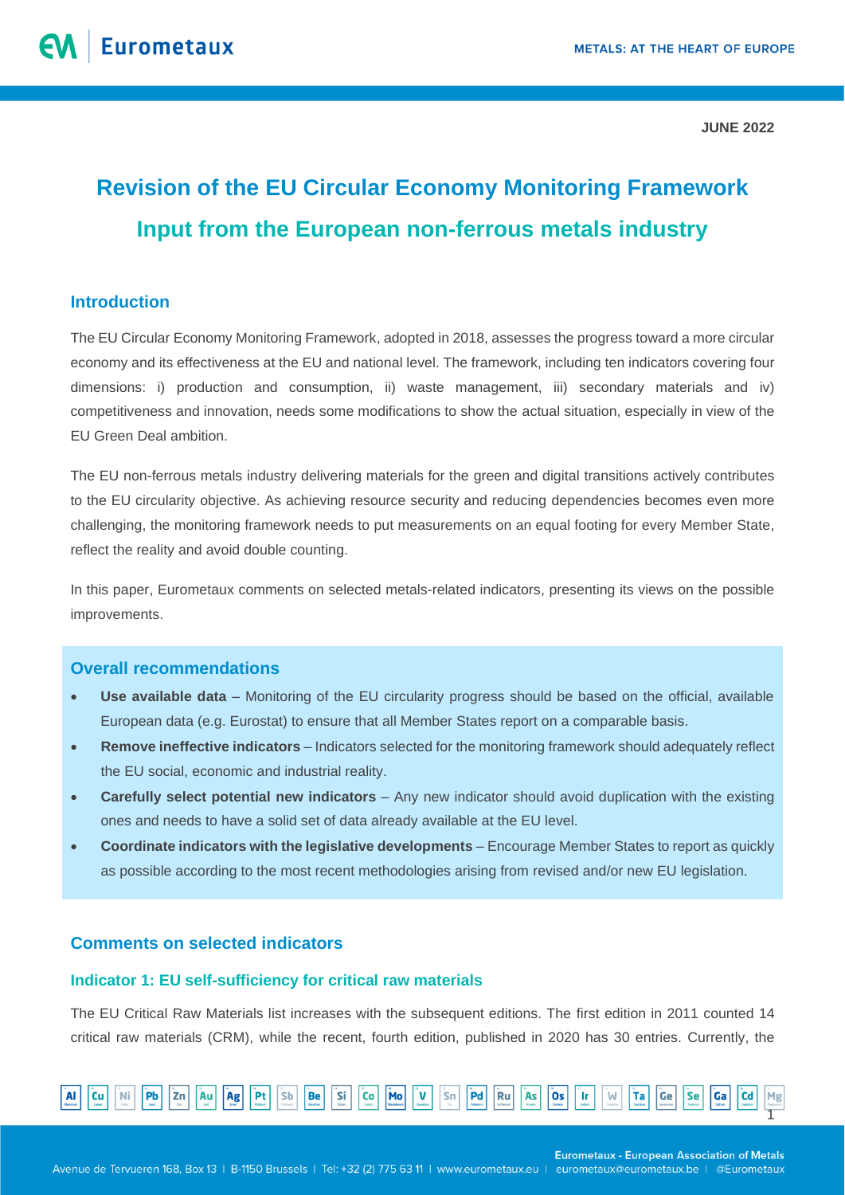JUNE 2022

# Revision of the EU Circular Economy Monitoring Framework

## Input from the European non-ferrous metals industry

### Introduction

The EU Circular Economy Monitoring Framework, adopted in 2018, assesses the progress toward a more circular economy and its effectiveness at the EU and national level. The framework, including ten indicators covering four dimensions: i) production and consumption, ii) waste management, iii) secondary materials and iv) competitiveness and innovation, needs some modifications to show the actual situation, especially in view of the EU Green Deal ambition.

The EU non-ferrous metals industry delivering materials for the green and digital transitions actively contributes to the EU circularity objective. As achieving resource security and reducing dependencies becomes even more challenging, the monitoring framework needs to put measurements on an equal footing for every Member State, reflect the reality and avoid double counting.

In this paper, Eurometaux comments on selected metals-related indicators, presenting its views on the possible improvements.

### Overall recommendations

- **Use available data** – Monitoring of the EU circularity progress should be based on the official, available European data (e.g. Eurostat) to ensure that all Member States report on a comparable basis.
- **Remove ineffective indicators** – Indicators selected for the monitoring framework should adequately reflect the EU social, economic and industrial reality.
- **Carefully select potential new indicators** – Any new indicator should avoid duplication with the existing ones and needs to have a solid set of data already available at the EU level.
- **Coordinate indicators with the legislative developments** – Encourage Member States to report as quickly as possible according to the most recent methodologies arising from revised and/or new EU legislation.

### Comments on selected indicators

#### Indicator 1: EU self-sufficiency for critical raw materials

The EU Critical Raw Materials list increases with the subsequent editions. The first edition in 2011 counted 14 critical raw materials (CRM), while the recent, fourth edition, published in 2020 has 30 entries. Currently, the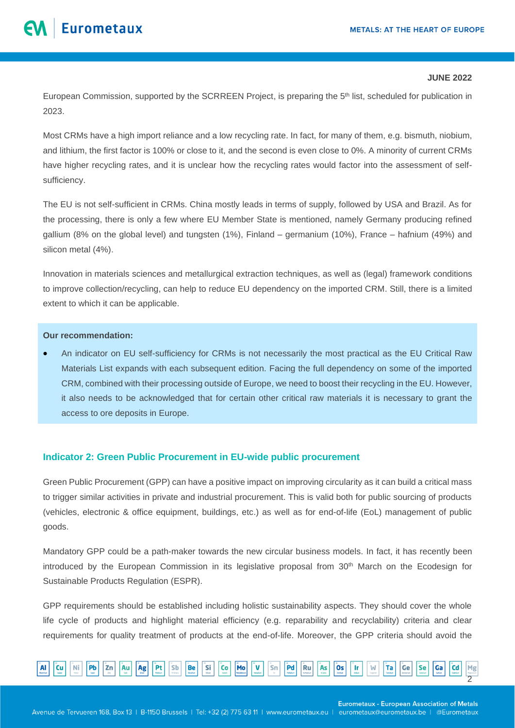European Commission, supported by the SCRREEN Project, is preparing the 5th list, scheduled for publication in 2023.

Most CRMs have a high import reliance and a low recycling rate. In fact, for many of them, e.g. bismuth, niobium, and lithium, the first factor is 100% or close to it, and the second is even close to 0%. A minority of current CRMs have higher recycling rates, and it is unclear how the recycling rates would factor into the assessment of self-sufficiency.

The EU is not self-sufficient in CRMs. China mostly leads in terms of supply, followed by USA and Brazil. As for the processing, there is only a few where EU Member State is mentioned, namely Germany producing refined gallium (8% on the global level) and tungsten (1%), Finland – germanium (10%), France – hafnium (49%) and silicon metal (4%).

Innovation in materials sciences and metallurgical extraction techniques, as well as (legal) framework conditions to improve collection/recycling, can help to reduce EU dependency on the imported CRM. Still, there is a limited extent to which it can be applicable.

**Our recommendation:**

- An indicator on EU self-sufficiency for CRMs is not necessarily the most practical as the EU Critical Raw Materials List expands with each subsequent edition. Facing the full dependency on some of the imported CRM, combined with their processing outside of Europe, we need to boost their recycling in the EU. However, it also needs to be acknowledged that for certain other critical raw materials it is necessary to grant the access to ore deposits in Europe.

### Indicator 2: Green Public Procurement in EU-wide public procurement

Green Public Procurement (GPP) can have a positive impact on improving circularity as it can build a critical mass to trigger similar activities in private and industrial procurement. This is valid both for public sourcing of products (vehicles, electronic & office equipment, buildings, etc.) as well as for end-of-life (EoL) management of public goods.

Mandatory GPP could be a path-maker towards the new circular business models. In fact, it has recently been introduced by the European Commission in its legislative proposal from 30th March on the Ecodesign for Sustainable Products Regulation (ESPR).

GPP requirements should be established including holistic sustainability aspects. They should cover the whole life cycle of products and highlight material efficiency (e.g. reparability and recyclability) criteria and clear requirements for quality treatment of products at the end-of-life. Moreover, the GPP criteria should avoid the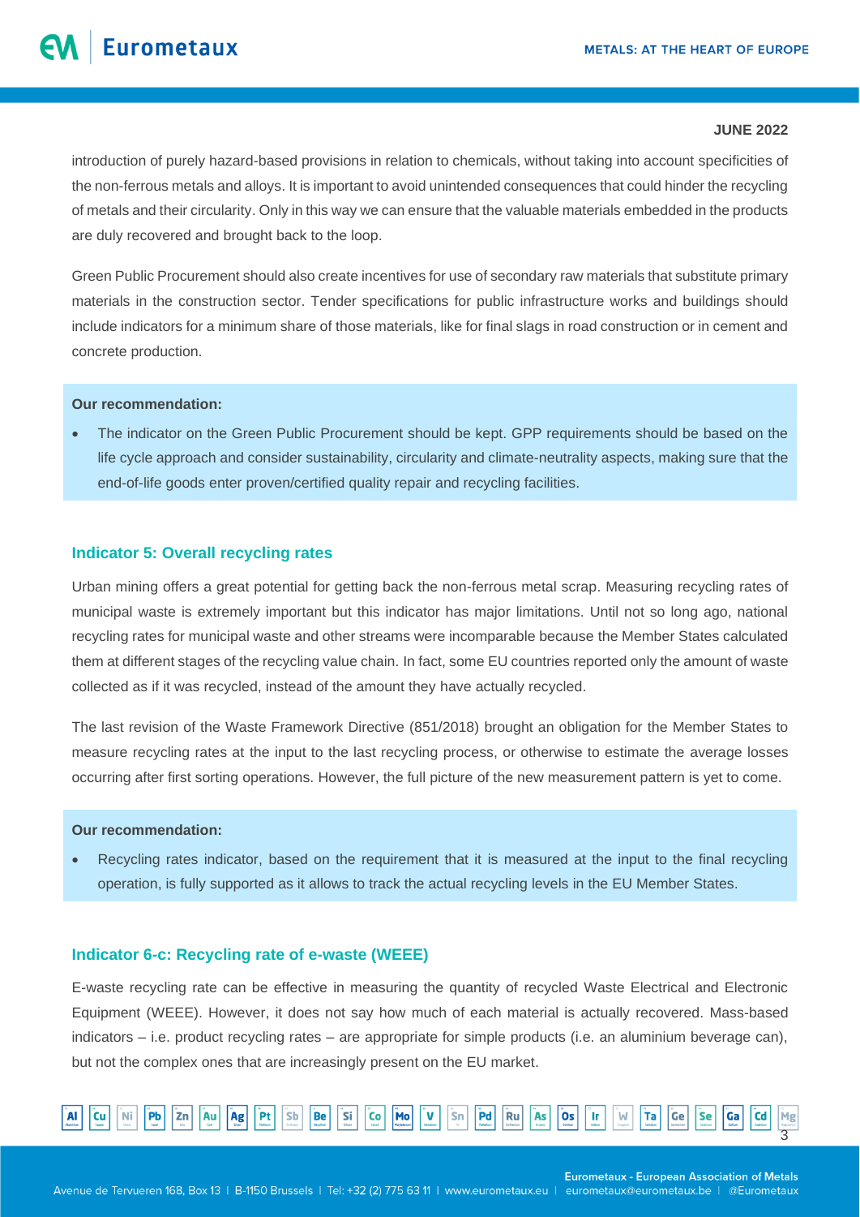introduction of purely hazard-based provisions in relation to chemicals, without taking into account specificities of the non-ferrous metals and alloys. It is important to avoid unintended consequences that could hinder the recycling of metals and their circularity. Only in this way we can ensure that the valuable materials embedded in the products are duly recovered and brought back to the loop.

Green Public Procurement should also create incentives for use of secondary raw materials that substitute primary materials in the construction sector. Tender specifications for public infrastructure works and buildings should include indicators for a minimum share of those materials, like for final slags in road construction or in cement and concrete production.

**Our recommendation:**

- The indicator on the Green Public Procurement should be kept. GPP requirements should be based on the life cycle approach and consider sustainability, circularity and climate-neutrality aspects, making sure that the end-of-life goods enter proven/certified quality repair and recycling facilities.

### Indicator 5: Overall recycling rates

Urban mining offers a great potential for getting back the non-ferrous metal scrap. Measuring recycling rates of municipal waste is extremely important but this indicator has major limitations. Until not so long ago, national recycling rates for municipal waste and other streams were incomparable because the Member States calculated them at different stages of the recycling value chain. In fact, some EU countries reported only the amount of waste collected as if it was recycled, instead of the amount they have actually recycled.

The last revision of the Waste Framework Directive (851/2018) brought an obligation for the Member States to measure recycling rates at the input to the last recycling process, or otherwise to estimate the average losses occurring after first sorting operations. However, the full picture of the new measurement pattern is yet to come.

**Our recommendation:**

- Recycling rates indicator, based on the requirement that it is measured at the input to the final recycling operation, is fully supported as it allows to track the actual recycling levels in the EU Member States.

### Indicator 6-c: Recycling rate of e-waste (WEEE)

E-waste recycling rate can be effective in measuring the quantity of recycled Waste Electrical and Electronic Equipment (WEEE). However, it does not say how much of each material is actually recovered. Mass-based indicators – i.e. product recycling rates – are appropriate for simple products (i.e. an aluminium beverage can), but not the complex ones that are increasingly present on the EU market.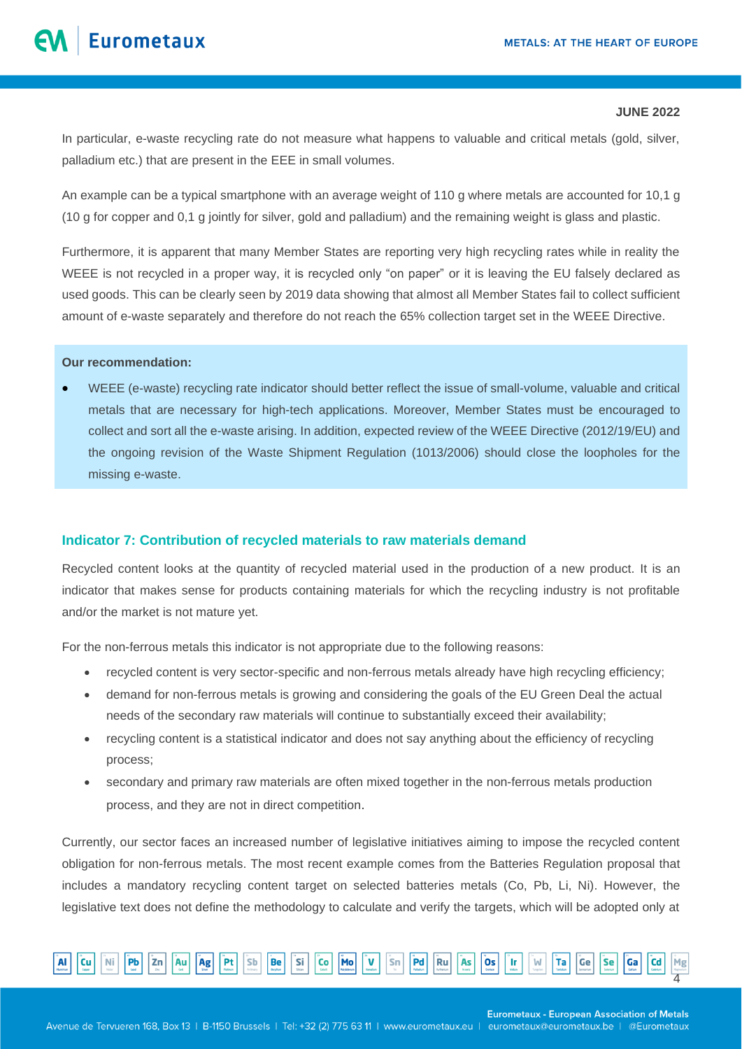In particular, e-waste recycling rate do not measure what happens to valuable and critical metals (gold, silver, palladium etc.) that are present in the EEE in small volumes.

An example can be a typical smartphone with an average weight of 110 g where metals are accounted for 10,1 g (10 g for copper and 0,1 g jointly for silver, gold and palladium) and the remaining weight is glass and plastic.

Furthermore, it is apparent that many Member States are reporting very high recycling rates while in reality the WEEE is not recycled in a proper way, it is recycled only "on paper" or it is leaving the EU falsely declared as used goods. This can be clearly seen by 2019 data showing that almost all Member States fail to collect sufficient amount of e-waste separately and therefore do not reach the 65% collection target set in the WEEE Directive.

**Our recommendation:**

- WEEE (e-waste) recycling rate indicator should better reflect the issue of small-volume, valuable and critical metals that are necessary for high-tech applications. Moreover, Member States must be encouraged to collect and sort all the e-waste arising. In addition, expected review of the WEEE Directive (2012/19/EU) and the ongoing revision of the Waste Shipment Regulation (1013/2006) should close the loopholes for the missing e-waste.

## Indicator 7: Contribution of recycled materials to raw materials demand

Recycled content looks at the quantity of recycled material used in the production of a new product. It is an indicator that makes sense for products containing materials for which the recycling industry is not profitable and/or the market is not mature yet.

For the non-ferrous metals this indicator is not appropriate due to the following reasons:

- recycled content is very sector-specific and non-ferrous metals already have high recycling efficiency;
- demand for non-ferrous metals is growing and considering the goals of the EU Green Deal the actual needs of the secondary raw materials will continue to substantially exceed their availability;
- recycling content is a statistical indicator and does not say anything about the efficiency of recycling process;
- secondary and primary raw materials are often mixed together in the non-ferrous metals production process, and they are not in direct competition.

Currently, our sector faces an increased number of legislative initiatives aiming to impose the recycled content obligation for non-ferrous metals. The most recent example comes from the Batteries Regulation proposal that includes a mandatory recycling content target on selected batteries metals (Co, Pb, Li, Ni). However, the legislative text does not define the methodology to calculate and verify the targets, which will be adopted only at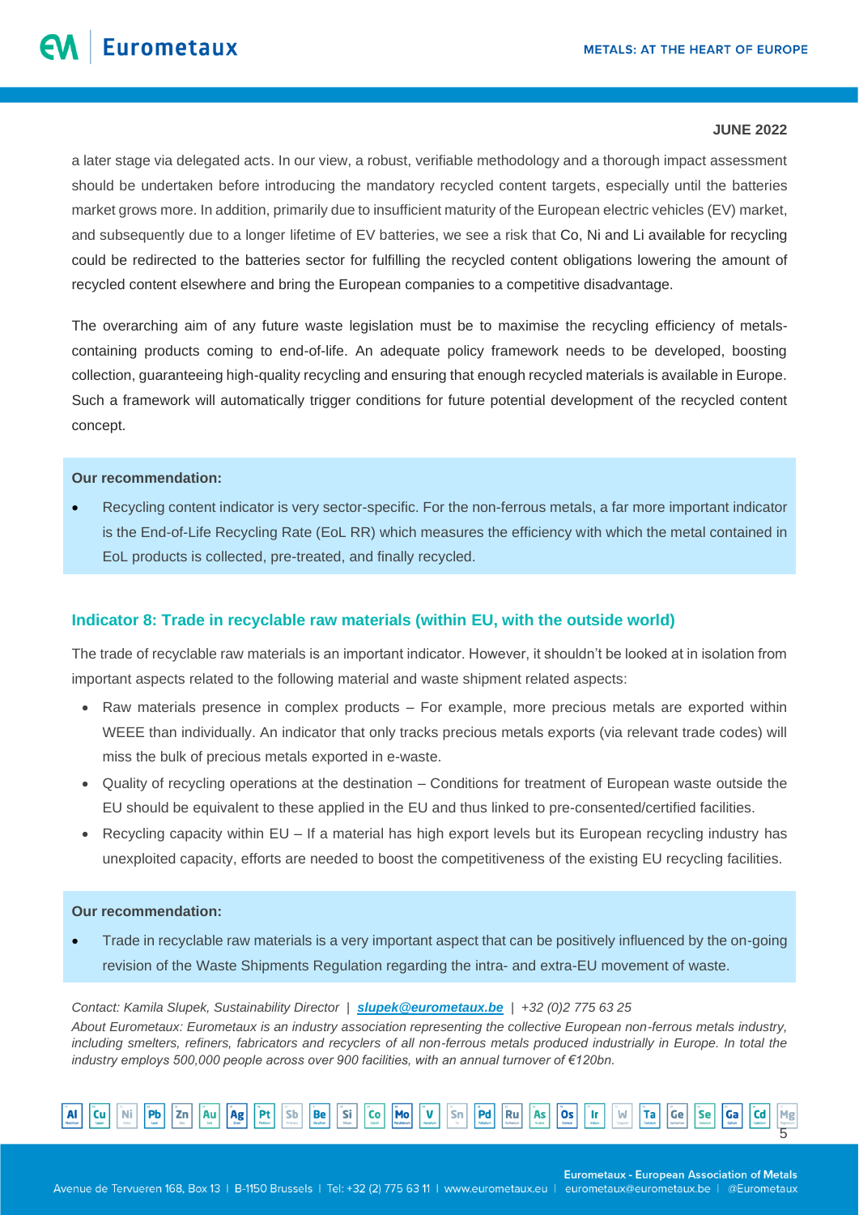a later stage via delegated acts. In our view, a robust, verifiable methodology and a thorough impact assessment should be undertaken before introducing the mandatory recycled content targets, especially until the batteries market grows more. In addition, primarily due to insufficient maturity of the European electric vehicles (EV) market, and subsequently due to a longer lifetime of EV batteries, we see a risk that Co, Ni and Li available for recycling could be redirected to the batteries sector for fulfilling the recycled content obligations lowering the amount of recycled content elsewhere and bring the European companies to a competitive disadvantage.

The overarching aim of any future waste legislation must be to maximise the recycling efficiency of metals-containing products coming to end-of-life. An adequate policy framework needs to be developed, boosting collection, guaranteeing high-quality recycling and ensuring that enough recycled materials is available in Europe. Such a framework will automatically trigger conditions for future potential development of the recycled content concept.

**Our recommendation:**

- Recycling content indicator is very sector-specific. For the non-ferrous metals, a far more important indicator is the End-of-Life Recycling Rate (EoL RR) which measures the efficiency with which the metal contained in EoL products is collected, pre-treated, and finally recycled.

### Indicator 8: Trade in recyclable raw materials (within EU, with the outside world)

The trade of recyclable raw materials is an important indicator. However, it shouldn't be looked at in isolation from important aspects related to the following material and waste shipment related aspects:

- Raw materials presence in complex products – For example, more precious metals are exported within WEEE than individually. An indicator that only tracks precious metals exports (via relevant trade codes) will miss the bulk of precious metals exported in e-waste.
- Quality of recycling operations at the destination – Conditions for treatment of European waste outside the EU should be equivalent to these applied in the EU and thus linked to pre-consented/certified facilities.
- Recycling capacity within EU – If a material has high export levels but its European recycling industry has unexploited capacity, efforts are needed to boost the competitiveness of the existing EU recycling facilities.

**Our recommendation:**

- Trade in recyclable raw materials is a very important aspect that can be positively influenced by the on-going revision of the Waste Shipments Regulation regarding the intra- and extra-EU movement of waste.

*Contact: Kamila Slupek, Sustainability Director | **slupek@eurometaux.be** | +32 (0)2 775 63 25*

*About Eurometaux: Eurometaux is an industry association representing the collective European non-ferrous metals industry, including smelters, refiners, fabricators and recyclers of all non-ferrous metals produced industrially in Europe. In total the industry employs 500,000 people across over 900 facilities, with an annual turnover of €120bn.*